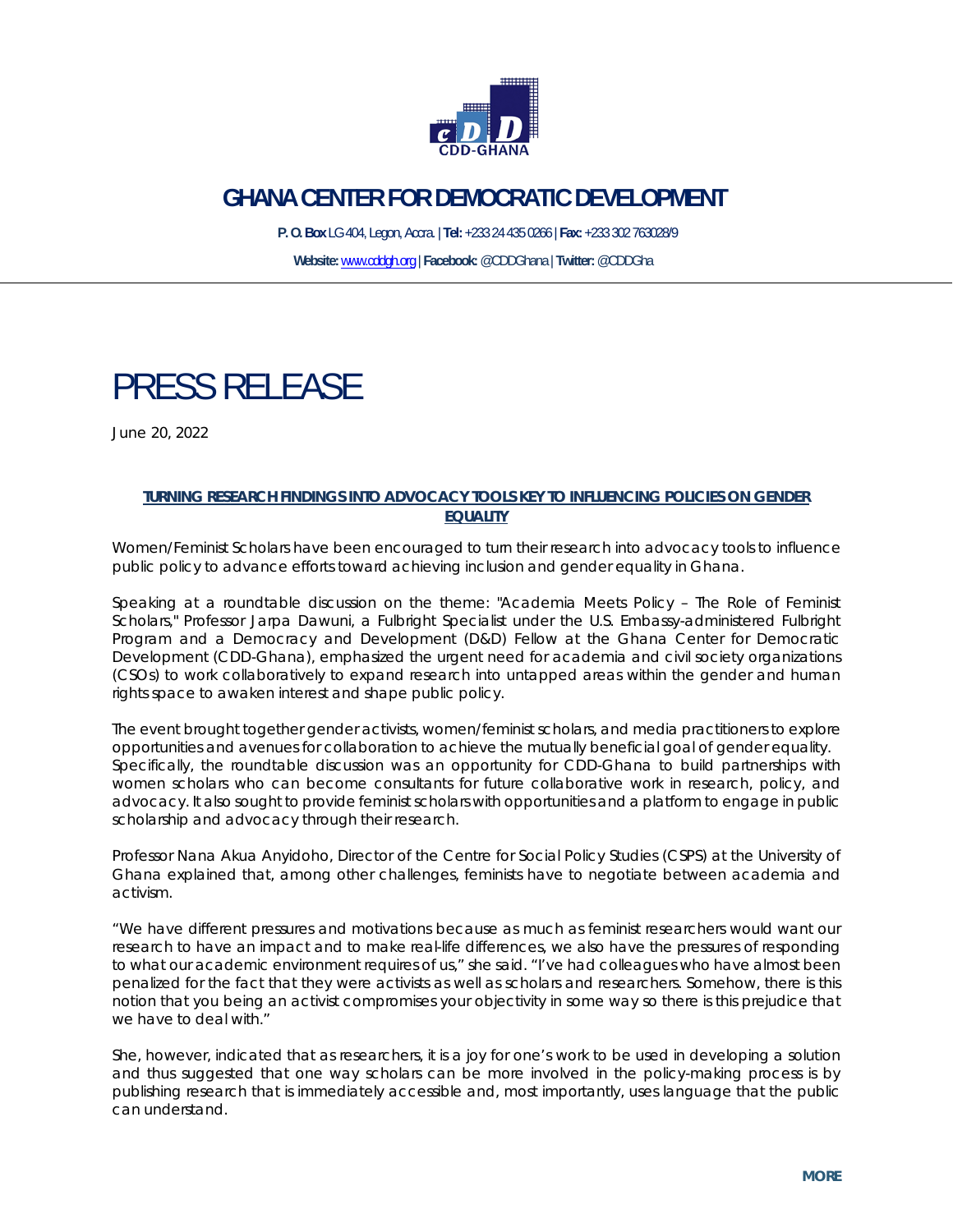# GHANA CENTER FOR DEMOCRATIC DEVELOPMENT

**P. O. Box** LG 404, Legon, Accra. | **Tel:** +233 24 435 0266 | **Fax:** +233 302 763028/9

**Website:** www.cddgh.org | **Facebook:** @CDDGhana | **Twitter:** @CDDGha

# PRESS RELEASE

June 20, 2022

## TURNING RESEARCH FINDINGS INTO ADVOCACY TOOLS KEY TO INFLUENCING POLICIES ON GENDER EQUALITY

Women/Feminist Scholars have been encouraged to turn their research into advocacy tools to influence public policy to advance efforts toward achieving inclusion and gender equality in Ghana.

Speaking at a roundtable discussion on the theme: "Academia Meets Policy – The Role of Feminist Scholars," Professor Jarpa Dawuni, a Fulbright Specialist under the U.S. Embassy-administered Fulbright Program and a Democracy and Development (D&D) Fellow at the Ghana Center for Democratic Development (CDD-Ghana), emphasized the urgent need for academia and civil society organizations (CSOs) to work collaboratively to expand research into untapped areas within the gender and human rights space to awaken interest and shape public policy.

The event brought together gender activists, women/feminist scholars, and media practitioners to explore opportunities and avenues for collaboration to achieve the mutually beneficial goal of gender equality. Specifically, the roundtable discussion was an opportunity for CDD-Ghana to build partnerships with women scholars who can become consultants for future collaborative work in research, policy, and advocacy. It also sought to provide feminist scholars with opportunities and a platform to engage in public scholarship and advocacy through their research.

Professor Nana Akua Anyidoho, Director of the Centre for Social Policy Studies (CSPS) at the University of Ghana explained that, among other challenges, feminists have to negotiate between academia and activism.

"We have different pressures and motivations because as much as feminist researchers would want our research to have an impact and to make real-life differences, we also have the pressures of responding to what our academic environment requires of us," she said. "I've had colleagues who have almost been penalized for the fact that they were activists as well as scholars and researchers. Somehow, there is this notion that you being an activist compromises your objectivity in some way so there is this prejudice that we have to deal with."

She, however, indicated that as researchers, it is a joy for one's work to be used in developing a solution and thus suggested that one way scholars can be more involved in the policy-making process is by publishing research that is immediately accessible and, most importantly, uses language that the public can understand.

**MORE**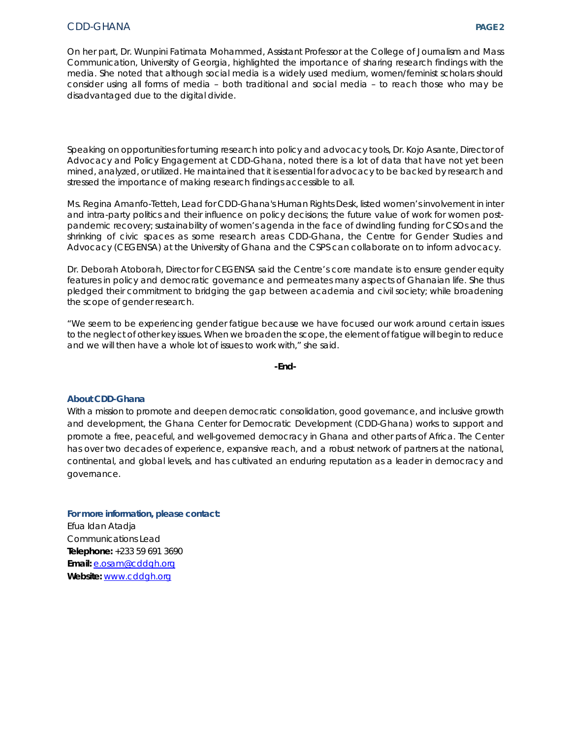On her part, Dr. Wunpini Fatimata Mohammed, Assistant Professor at the College of Journalism and Mass Communication, University of Georgia, highlighted the importance of sharing research findings with the media. She noted that although social media is a widely used medium, women/feminist scholars should consider using all forms of media – both traditional and social media – to reach those who may be disadvantaged due to the digital divide.

Speaking on opportunities for turning research into policy and advocacy tools, Dr. Kojo Asante, Director of Advocacy and Policy Engagement at CDD-Ghana, noted there is a lot of data that have not yet been mined, analyzed, or utilized. He maintained that it is essential for advocacy to be backed by research and stressed the importance of making research findings accessible to all.

Ms. Regina Amanfo-Tetteh, Lead for CDD-Ghana's Human Rights Desk, listed women's involvement in inter and intra-party politics and their influence on policy decisions; the future value of work for women post-pandemic recovery; sustainability of women's agenda in the face of dwindling funding for CSOs and the shrinking of civic spaces as some research areas CDD-Ghana, the Centre for Gender Studies and Advocacy (CEGENSA) at the University of Ghana and the CSPS can collaborate on to inform advocacy.

Dr. Deborah Atoborah, Director for CEGENSA said the Centre's core mandate is to ensure gender equity features in policy and democratic governance and permeates many aspects of Ghanaian life. She thus pledged their commitment to bridging the gap between academia and civil society; while broadening the scope of gender research.

"We seem to be experiencing gender fatigue because we have focused our work around certain issues to the neglect of other key issues. When we broaden the scope, the element of fatigue will begin to reduce and we will then have a whole lot of issues to work with," she said.

**-End-**

### About CDD-Ghana

With a mission to promote and deepen democratic consolidation, good governance, and inclusive growth and development, the Ghana Center for Democratic Development (CDD-Ghana) works to support and promote a free, peaceful, and well-governed democracy in Ghana and other parts of Africa. The Center has over two decades of experience, expansive reach, and a robust network of partners at the national, continental, and global levels, and has cultivated an enduring reputation as a leader in democracy and governance.

**For more information, please contact:**
Efua Idan Atadja
Communications Lead
**Telephone:** +233 59 691 3690
**Email:** e.osam@cddgh.org
**Website:** www.cddgh.org